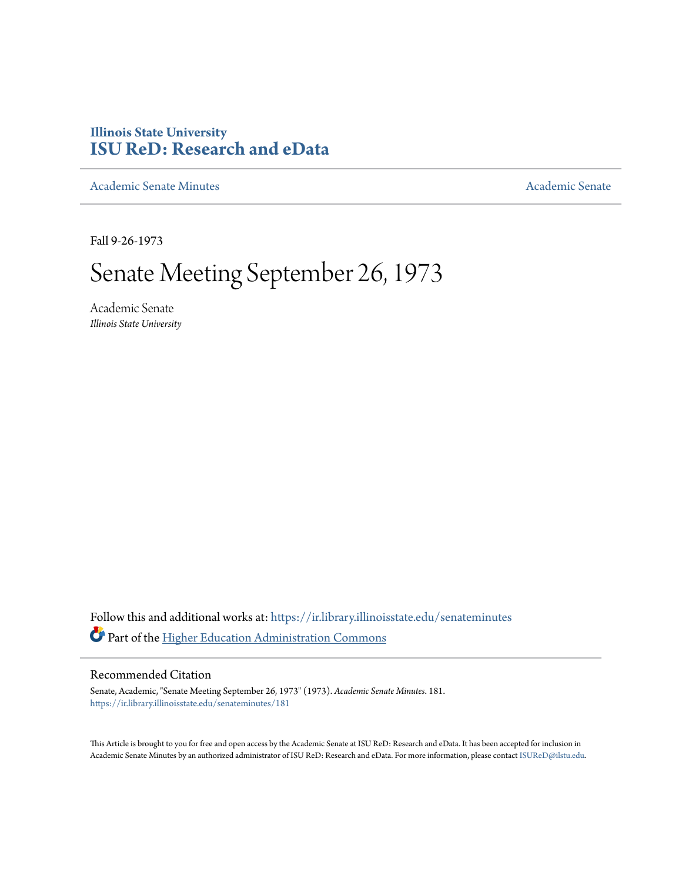# Illinois State University
# ISU ReD: Research and eData

Academic Senate Minutes

Academic Senate

Fall 9-26-1973

# Senate Meeting September 26, 1973

Academic Senate
*Illinois State University*

Follow this and additional works at: https://ir.library.illinoisstate.edu/senateminutes

Part of the Higher Education Administration Commons

## Recommended Citation

Senate, Academic, "Senate Meeting September 26, 1973" (1973). *Academic Senate Minutes*. 181.
https://ir.library.illinoisstate.edu/senateminutes/181

This Article is brought to you for free and open access by the Academic Senate at ISU ReD: Research and eData. It has been accepted for inclusion in Academic Senate Minutes by an authorized administrator of ISU ReD: Research and eData. For more information, please contact ISUReD@ilstu.edu.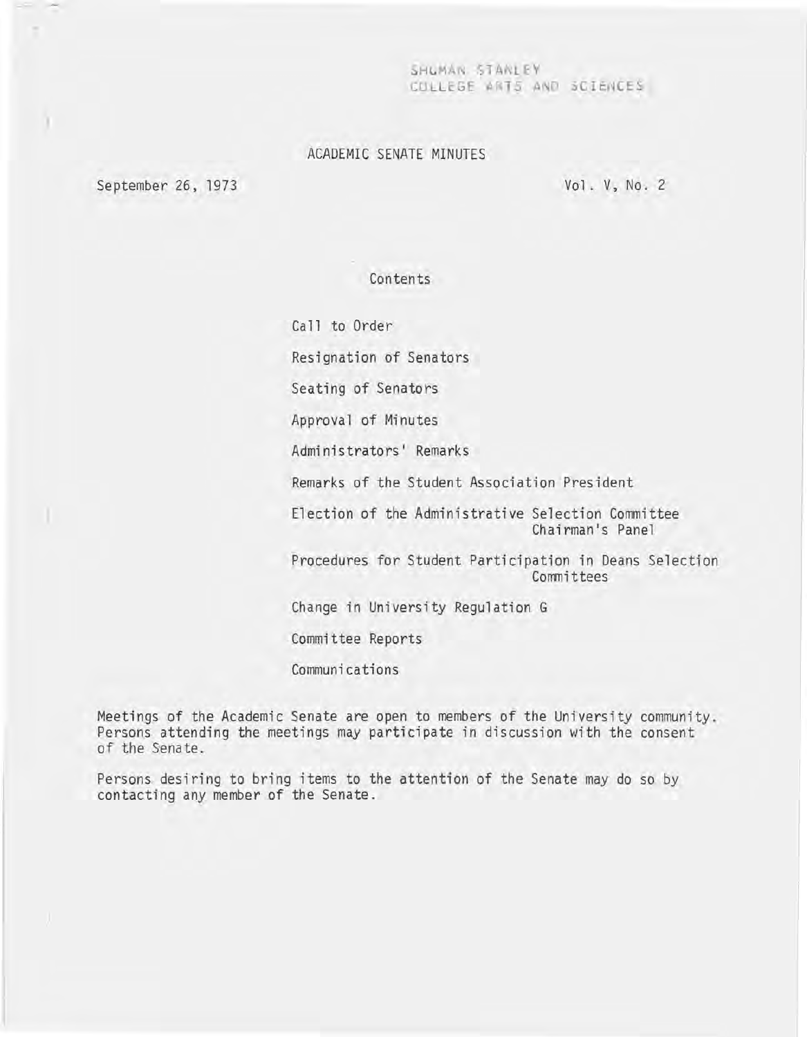SHUMAN STANLEY
COLLEGE ARTS AND SCIENCES

# ACADEMIC SENATE MINUTES

September 26, 1973

Vol. V, No. 2

## Contents

Call to Order

Resignation of Senators

Seating of Senators

Approval of Minutes

Administrators' Remarks

Remarks of the Student Association President

Election of the Administrative Selection Committee Chairman's Panel

Procedures for Student Participation in Deans Selection Committees

Change in University Regulation G

Committee Reports

Communications

Meetings of the Academic Senate are open to members of the University community. Persons attending the meetings may participate in discussion with the consent of the Senate.

Persons desiring to bring items to the attention of the Senate may do so by contacting any member of the Senate.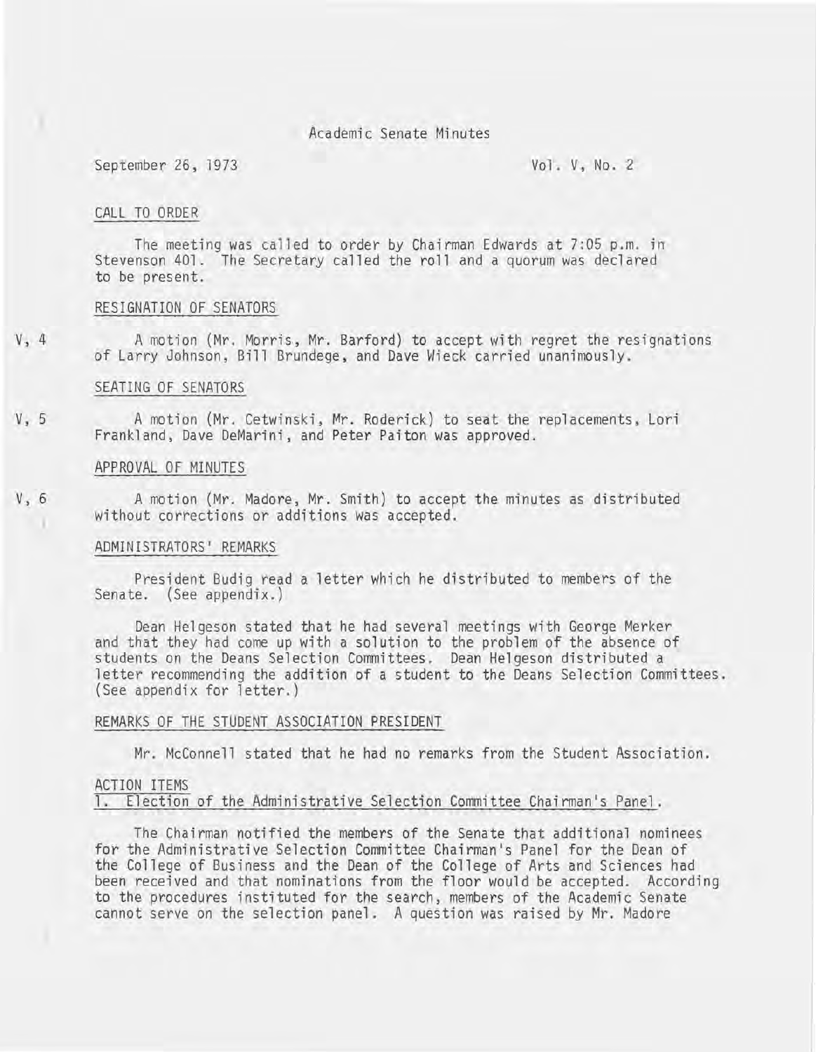# Academic Senate Minutes

September 26, 1973 Vol. V, No. 2

## CALL TO ORDER

The meeting was called to order by Chairman Edwards at 7:05 p.m. in Stevenson 401. The Secretary called the roll and a quorum was declared to be present.

## RESIGNATION OF SENATORS

V, 4 A motion (Mr. Morris, Mr. Barford) to accept with regret the resignations of Larry Johnson, Bill Brundege, and Dave Wieck carried unanimously.

## SEATING OF SENATORS

V, 5 A motion (Mr. Cetwinski, Mr. Roderick) to seat the replacements, Lori Frankland, Dave DeMarini, and Peter Paiton was approved.

## APPROVAL OF MINUTES

V, 6 A motion (Mr. Madore, Mr. Smith) to accept the minutes as distributed without corrections or additions was accepted.

## ADMINISTRATORS' REMARKS

President Budig read a letter which he distributed to members of the Senate. (See appendix.)

Dean Helgeson stated that he had several meetings with George Merker and that they had come up with a solution to the problem of the absence of students on the Deans Selection Committees. Dean Helgeson distributed a letter recommending the addition of a student to the Deans Selection Committees. (See appendix for letter.)

## REMARKS OF THE STUDENT ASSOCIATION PRESIDENT

Mr. McConnell stated that he had no remarks from the Student Association.

## ACTION ITEMS

### 1. Election of the Administrative Selection Committee Chairman's Panel.

The Chairman notified the members of the Senate that additional nominees for the Administrative Selection Committee Chairman's Panel for the Dean of the College of Business and the Dean of the College of Arts and Sciences had been received and that nominations from the floor would be accepted. According to the procedures instituted for the search, members of the Academic Senate cannot serve on the selection panel. A question was raised by Mr. Madore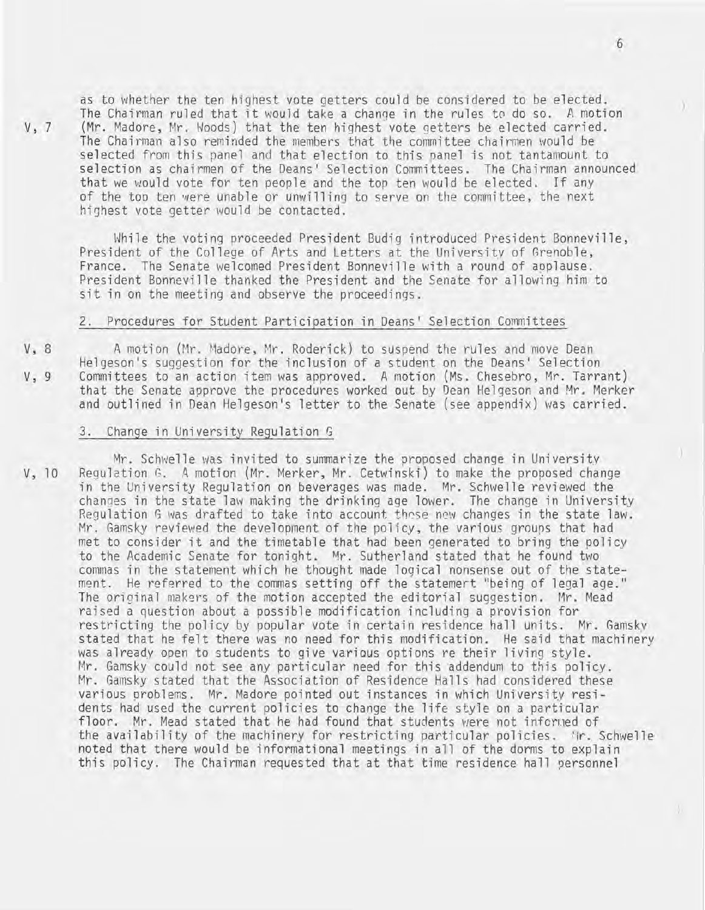as to whether the ten highest vote getters could be considered to be elected. The Chairman ruled that it would take a change in the rules to do so. A motion (Mr. Madore, Mr. Woods) that the ten highest vote getters be elected carried. The Chairman also reminded the members that the committee chairmen would be selected from this panel and that election to this panel is not tantamount to selection as chairmen of the Deans' Selection Committees. The Chairman announced that we would vote for ten people and the top ten would be elected. If any of the top ten were unable or unwilling to serve on the committee, the next highest vote getter would be contacted.

V, 7

While the voting proceeded President Budig introduced President Bonneville, President of the College of Arts and Letters at the University of Grenoble, France. The Senate welcomed President Bonneville with a round of applause. President Bonneville thanked the President and the Senate for allowing him to sit in on the meeting and observe the proceedings.

## 2. Procedures for Student Participation in Deans' Selection Committees

V, 8

V, 9

A motion (Mr. Madore, Mr. Roderick) to suspend the rules and move Dean Helgeson's suggestion for the inclusion of a student on the Deans' Selection Committees to an action item was approved. A motion (Ms. Chesebro, Mr. Tarrant) that the Senate approve the procedures worked out by Dean Helgeson and Mr. Merker and outlined in Dean Helgeson's letter to the Senate (see appendix) was carried.

## 3. Change in University Regulation G

V, 10

Mr. Schwelle was invited to summarize the proposed change in University Regulation G. A motion (Mr. Merker, Mr. Cetwinski) to make the proposed change in the University Regulation on beverages was made. Mr. Schwelle reviewed the changes in the state law making the drinking age lower. The change in University Regulation G was drafted to take into account these new changes in the state law. Mr. Gamsky reviewed the development of the policy, the various groups that had met to consider it and the timetable that had been generated to bring the policy to the Academic Senate for tonight. Mr. Sutherland stated that he found two commas in the statement which he thought made logical nonsense out of the statement. He referred to the commas setting off the statement "being of legal age." The original makers of the motion accepted the editorial suggestion. Mr. Mead raised a question about a possible modification including a provision for restricting the policy by popular vote in certain residence hall units. Mr. Gamsky stated that he felt there was no need for this modification. He said that machinery was already open to students to give various options re their living style. Mr. Gamsky could not see any particular need for this addendum to this policy. Mr. Gamsky stated that the Association of Residence Halls had considered these various problems. Mr. Madore pointed out instances in which University residents had used the current policies to change the life style on a particular floor. Mr. Mead stated that he had found that students were not informed of the availability of the machinery for restricting particular policies. Mr. Schwelle noted that there would be informational meetings in all of the dorms to explain this policy. The Chairman requested that at that time residence hall personnel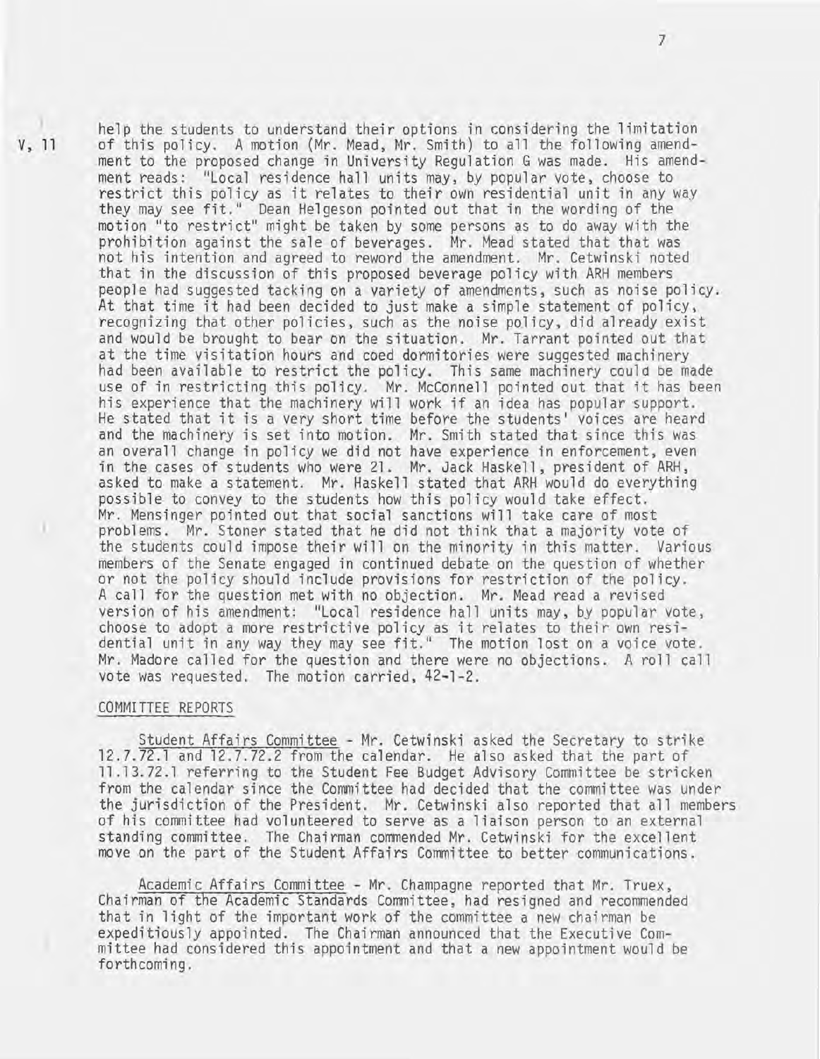V, 11

help the students to understand their options in considering the limitation of this policy. A motion (Mr. Mead, Mr. Smith) to all the following amendment to the proposed change in University Regulation G was made. His amendment reads: "Local residence hall units may, by popular vote, choose to restrict this policy as it relates to their own residential unit in any way they may see fit." Dean Helgeson pointed out that in the wording of the motion "to restrict" might be taken by some persons as to do away with the prohibition against the sale of beverages. Mr. Mead stated that that was not his intention and agreed to reword the amendment. Mr. Cetwinski noted that in the discussion of this proposed beverage policy with ARH members people had suggested tacking on a variety of amendments, such as noise policy. At that time it had been decided to just make a simple statement of policy, recognizing that other policies, such as the noise policy, did already exist and would be brought to bear on the situation. Mr. Tarrant pointed out that at the time visitation hours and coed dormitories were suggested machinery had been available to restrict the policy. This same machinery could be made use of in restricting this policy. Mr. McConnell pointed out that it has been his experience that the machinery will work if an idea has popular support. He stated that it is a very short time before the students' voices are heard and the machinery is set into motion. Mr. Smith stated that since this was an overall change in policy we did not have experience in enforcement, even in the cases of students who were 21. Mr. Jack Haskell, president of ARH, asked to make a statement. Mr. Haskell stated that ARH would do everything possible to convey to the students how this policy would take effect. Mr. Mensinger pointed out that social sanctions will take care of most problems. Mr. Stoner stated that he did not think that a majority vote of the students could impose their will on the minority in this matter. Various members of the Senate engaged in continued debate on the question of whether or not the policy should include provisions for restriction of the policy. A call for the question met with no objection. Mr. Mead read a revised version of his amendment: "Local residence hall units may, by popular vote, choose to adopt a more restrictive policy as it relates to their own residential unit in any way they may see fit." The motion lost on a voice vote. Mr. Madore called for the question and there were no objections. A roll call vote was requested. The motion carried, 42-1-2.

## COMMITTEE REPORTS

Student Affairs Committee - Mr. Cetwinski asked the Secretary to strike 12.7.72.1 and 12.7.72.2 from the calendar. He also asked that the part of 11.13.72.1 referring to the Student Fee Budget Advisory Committee be stricken from the calendar since the Committee had decided that the committee was under the jurisdiction of the President. Mr. Cetwinski also reported that all members of his committee had volunteered to serve as a liaison person to an external standing committee. The Chairman commended Mr. Cetwinski for the excellent move on the part of the Student Affairs Committee to better communications.

Academic Affairs Committee - Mr. Champagne reported that Mr. Truex, Chairman of the Academic Standards Committee, had resigned and recommended that in light of the important work of the committee a new chairman be expeditiously appointed. The Chairman announced that the Executive Committee had considered this appointment and that a new appointment would be forthcoming.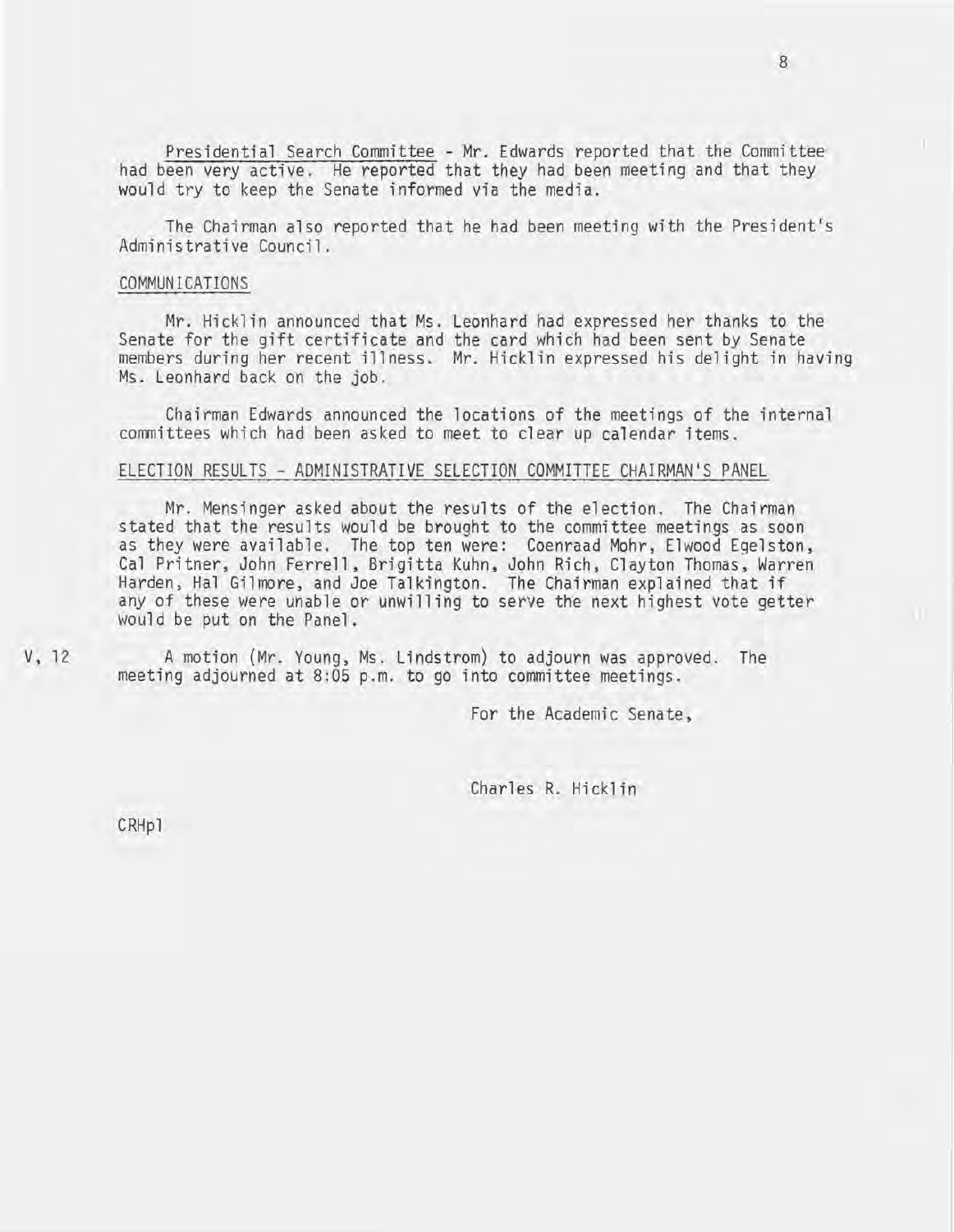Presidential Search Committee - Mr. Edwards reported that the Committee had been very active. He reported that they had been meeting and that they would try to keep the Senate informed via the media.

The Chairman also reported that he had been meeting with the President's Administrative Council.

COMMUNICATIONS

Mr. Hicklin announced that Ms. Leonhard had expressed her thanks to the Senate for the gift certificate and the card which had been sent by Senate members during her recent illness. Mr. Hicklin expressed his delight in having Ms. Leonhard back on the job.

Chairman Edwards announced the locations of the meetings of the internal committees which had been asked to meet to clear up calendar items.

ELECTION RESULTS - ADMINISTRATIVE SELECTION COMMITTEE CHAIRMAN'S PANEL

Mr. Mensinger asked about the results of the election. The Chairman stated that the results would be brought to the committee meetings as soon as they were available. The top ten were: Coenraad Mohr, Elwood Egelston, Cal Pritner, John Ferrell, Brigitta Kuhn, John Rich, Clayton Thomas, Warren Harden, Hal Gilmore, and Joe Talkington. The Chairman explained that if any of these were unable or unwilling to serve the next highest vote getter would be put on the Panel.

V, 12 A motion (Mr. Young, Ms. Lindstrom) to adjourn was approved. The meeting adjourned at 8:05 p.m. to go into committee meetings.

For the Academic Senate,

Charles R. Hicklin

CRHpl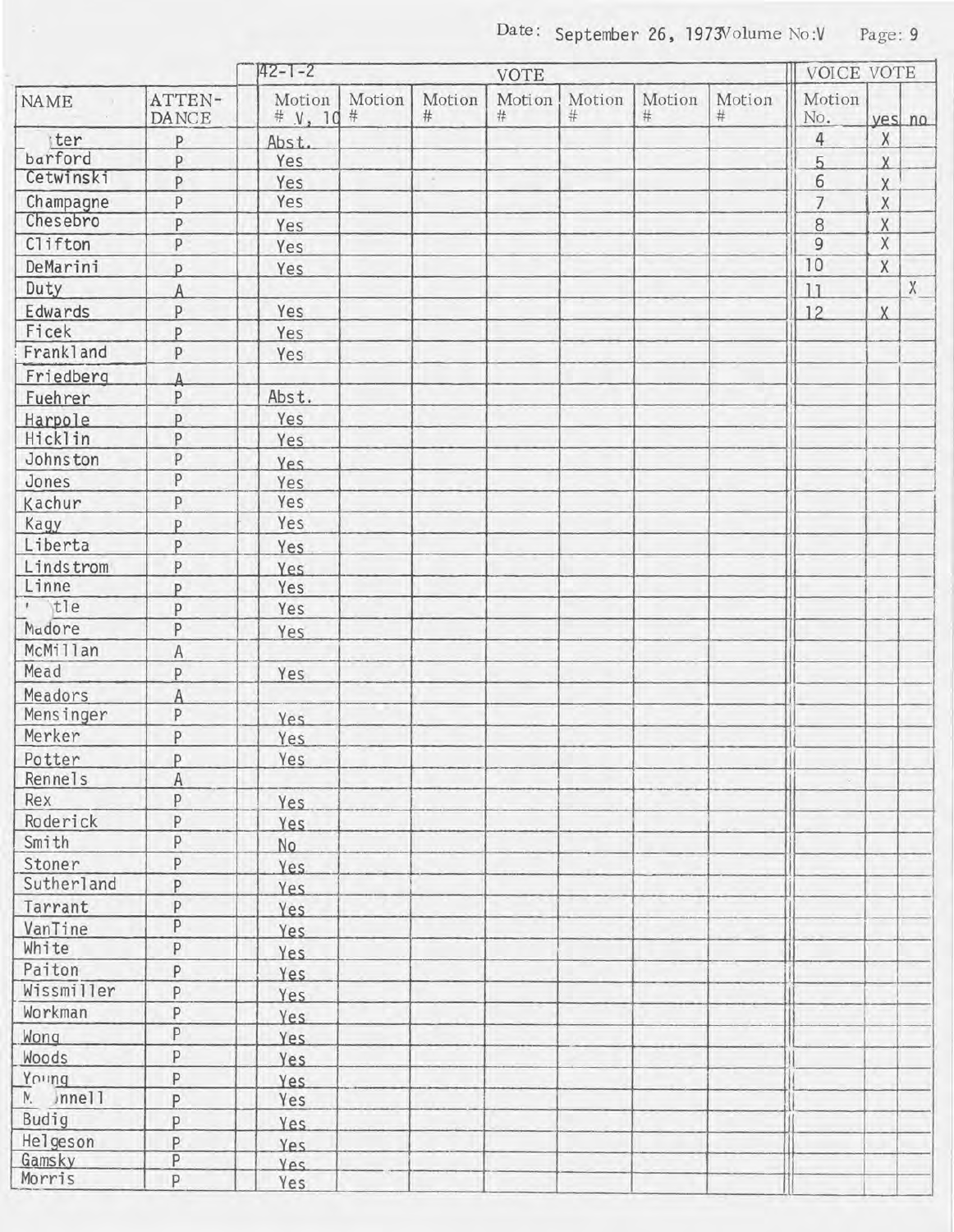Date: September 26, 1973 Volume No: V Page: 9

| NAME | ATTEN-DANCE | VOTE 42-1-2 Motion # V, 10 | Motion # | Motion # | Motion # | Motion # | Motion # | Motion # | VOICE VOTE Motion No. | yes | no |
|---|---|---|---|---|---|---|---|---|---|---|---|
| ter | P | Abst. | | | | | | | 4 | X | |
| barford | P | Yes | | | | | | | 5 | X | |
| Cetwinski | P | Yes | | | | | | | 6 | X | |
| Champagne | P | Yes | | | | | | | 7 | X | |
| Chesebro | P | Yes | | | | | | | 8 | X | |
| Clifton | P | Yes | | | | | | | 9 | X | |
| DeMarini | P | Yes | | | | | | | 10 | X | |
| Duty | A | | | | | | | | 11 | | X |
| Edwards | P | Yes | | | | | | | 12 | X | |
| Ficek | P | Yes | | | | | | | | | |
| Frankland | P | Yes | | | | | | | | | |
| Friedberg | A | | | | | | | | | | |
| Fuehrer | P | Abst. | | | | | | | | | |
| Harpole | P | Yes | | | | | | | | | |
| Hicklin | P | Yes | | | | | | | | | |
| Johnston | P | Yes | | | | | | | | | |
| Jones | P | Yes | | | | | | | | | |
| Kachur | P | Yes | | | | | | | | | |
| Kagy | P | Yes | | | | | | | | | |
| Liberta | P | Yes | | | | | | | | | |
| Lindstrom | P | Yes | | | | | | | | | |
| Linne | P | Yes | | | | | | | | | |
| tle | P | Yes | | | | | | | | | |
| Madore | P | Yes | | | | | | | | | |
| McMillan | A | | | | | | | | | | |
| Mead | P | Yes | | | | | | | | | |
| Meadors | A | | | | | | | | | | |
| Mensinger | P | Yes | | | | | | | | | |
| Merker | P | Yes | | | | | | | | | |
| Potter | P | Yes | | | | | | | | | |
| Rennels | A | | | | | | | | | | |
| Rex | P | Yes | | | | | | | | | |
| Roderick | P | Yes | | | | | | | | | |
| Smith | P | No | | | | | | | | | |
| Stoner | P | Yes | | | | | | | | | |
| Sutherland | P | Yes | | | | | | | | | |
| Tarrant | P | Yes | | | | | | | | | |
| VanTine | P | Yes | | | | | | | | | |
| White | P | Yes | | | | | | | | | |
| Paiton | P | Yes | | | | | | | | | |
| Wissmiller | P | Yes | | | | | | | | | |
| Workman | P | Yes | | | | | | | | | |
| Wong | P | Yes | | | | | | | | | |
| Woods | P | Yes | | | | | | | | | |
| Young | P | Yes | | | | | | | | | |
| M. nnell | P | Yes | | | | | | | | | |
| Budig | P | Yes | | | | | | | | | |
| Helgeson | P | Yes | | | | | | | | | |
| Gamsky | P | Yes | | | | | | | | | |
| Morris | P | Yes | | | | | | | | | |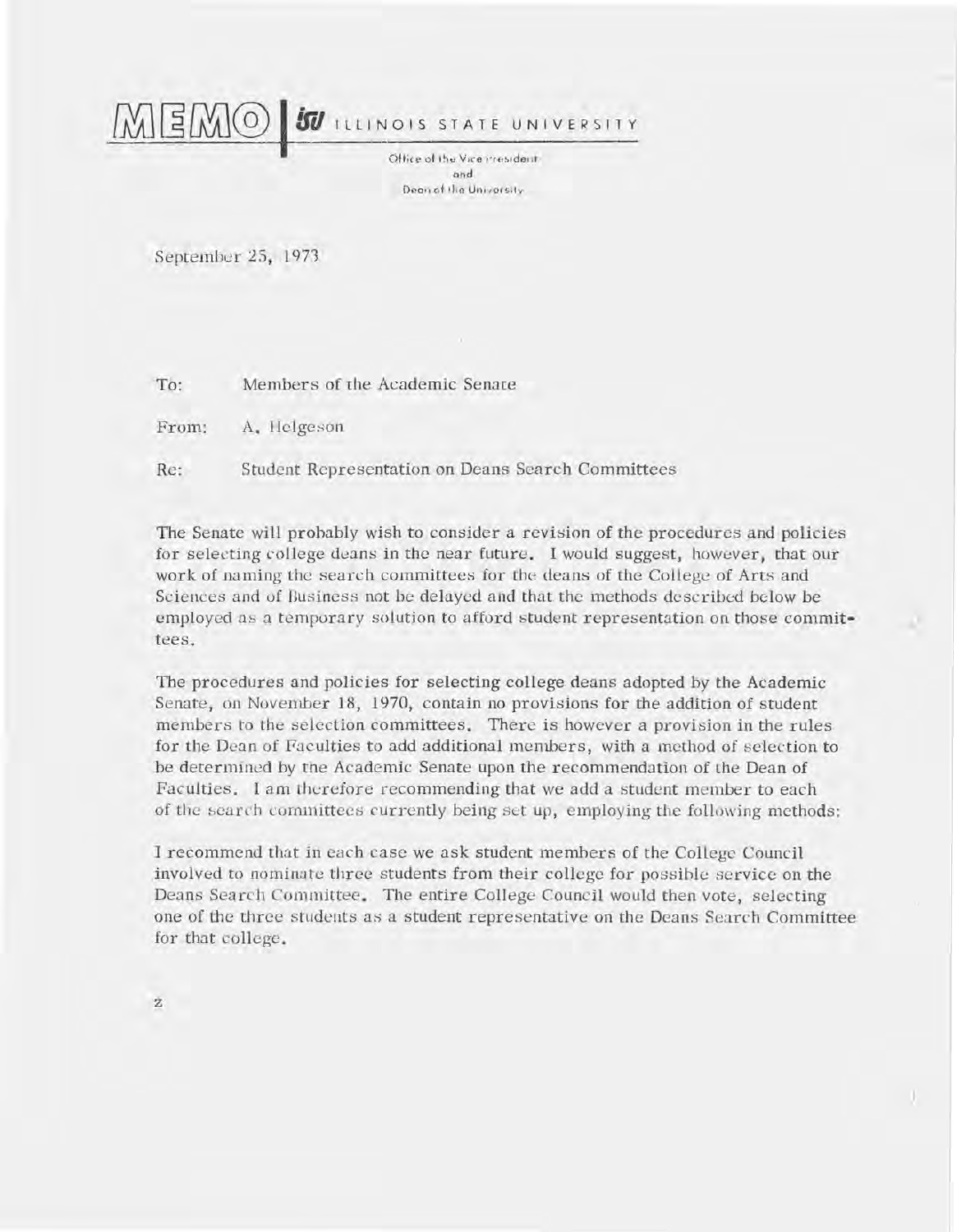# MEMO | ISU ILLINOIS STATE UNIVERSITY

Office of the Vice President
and
Dean of the University

September 25, 1973

To: Members of the Academic Senate

From: A. Helgeson

Re: Student Representation on Deans Search Committees

The Senate will probably wish to consider a revision of the procedures and policies for selecting college deans in the near future. I would suggest, however, that our work of naming the search committees for the deans of the College of Arts and Sciences and of Business not be delayed and that the methods described below be employed as a temporary solution to afford student representation on those committees.

The procedures and policies for selecting college deans adopted by the Academic Senate, on November 18, 1970, contain no provisions for the addition of student members to the selection committees. There is however a provision in the rules for the Dean of Faculties to add additional members, with a method of selection to be determined by the Academic Senate upon the recommendation of the Dean of Faculties. I am therefore recommending that we add a student member to each of the search committees currently being set up, employing the following methods:

I recommend that in each case we ask student members of the College Council involved to nominate three students from their college for possible service on the Deans Search Committee. The entire College Council would then vote, selecting one of the three students as a student representative on the Deans Search Committee for that college.

z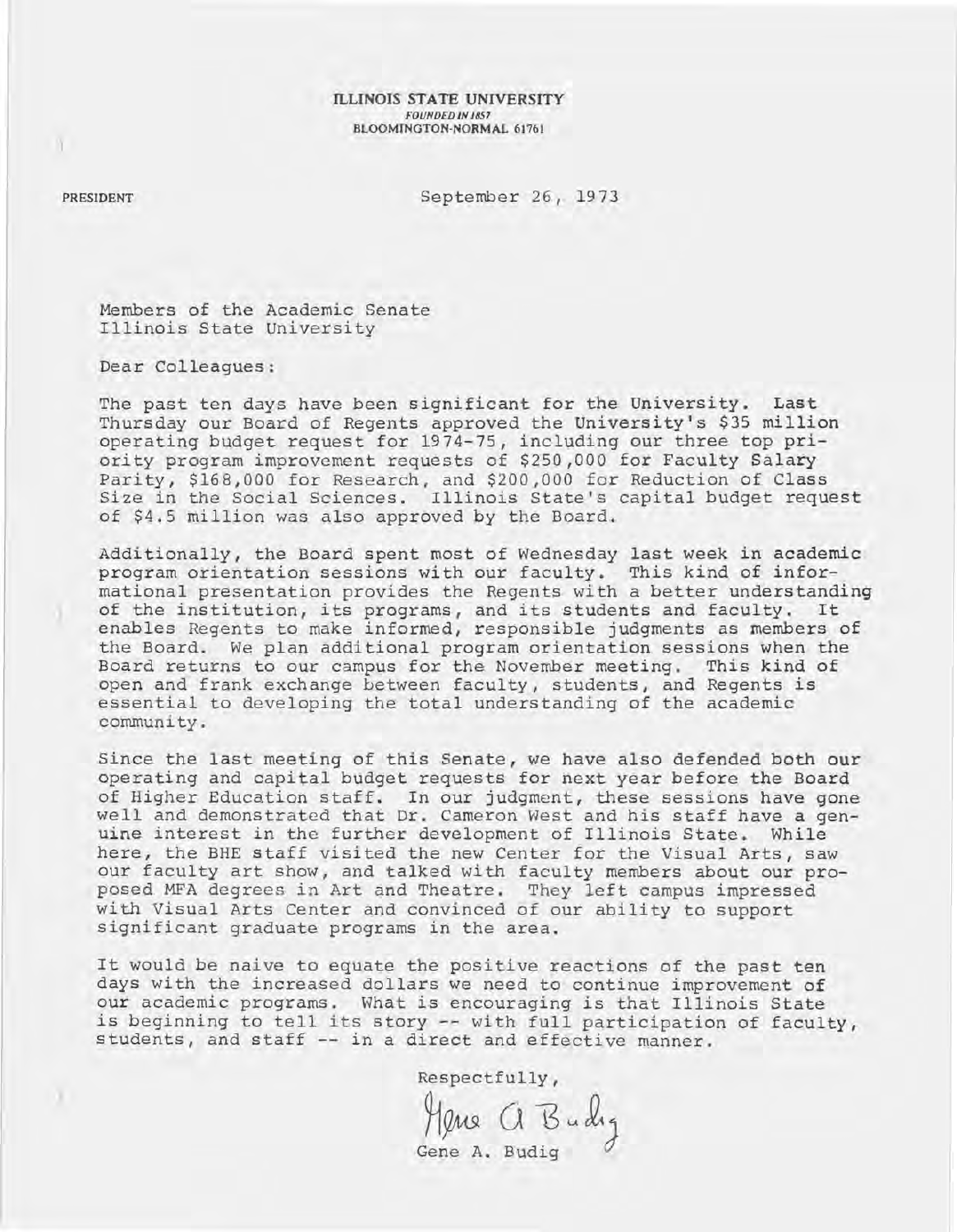**ILLINOIS STATE UNIVERSITY**
*FOUNDED IN 1857*
**BLOOMINGTON-NORMAL 61761**

PRESIDENT

September 26, 1973

Members of the Academic Senate
Illinois State University

Dear Colleagues:

The past ten days have been significant for the University. Last Thursday our Board of Regents approved the University's $35 million operating budget request for 1974-75, including our three top priority program improvement requests of $250,000 for Faculty Salary Parity, $168,000 for Research, and $200,000 for Reduction of Class Size in the Social Sciences. Illinois State's capital budget request of $4.5 million was also approved by the Board.

Additionally, the Board spent most of Wednesday last week in academic program orientation sessions with our faculty. This kind of informational presentation provides the Regents with a better understanding of the institution, its programs, and its students and faculty. It enables Regents to make informed, responsible judgments as members of the Board. We plan additional program orientation sessions when the Board returns to our campus for the November meeting. This kind of open and frank exchange between faculty, students, and Regents is essential to developing the total understanding of the academic community.

Since the last meeting of this Senate, we have also defended both our operating and capital budget requests for next year before the Board of Higher Education staff. In our judgment, these sessions have gone well and demonstrated that Dr. Cameron West and his staff have a genuine interest in the further development of Illinois State. While here, the BHE staff visited the new Center for the Visual Arts, saw our faculty art show, and talked with faculty members about our proposed MFA degrees in Art and Theatre. They left campus impressed with Visual Arts Center and convinced of our ability to support significant graduate programs in the area.

It would be naive to equate the positive reactions of the past ten days with the increased dollars we need to continue improvement of our academic programs. What is encouraging is that Illinois State is beginning to tell its story -- with full participation of faculty, students, and staff -- in a direct and effective manner.

Respectfully,

Gene A. Budig

Gene A. Budig